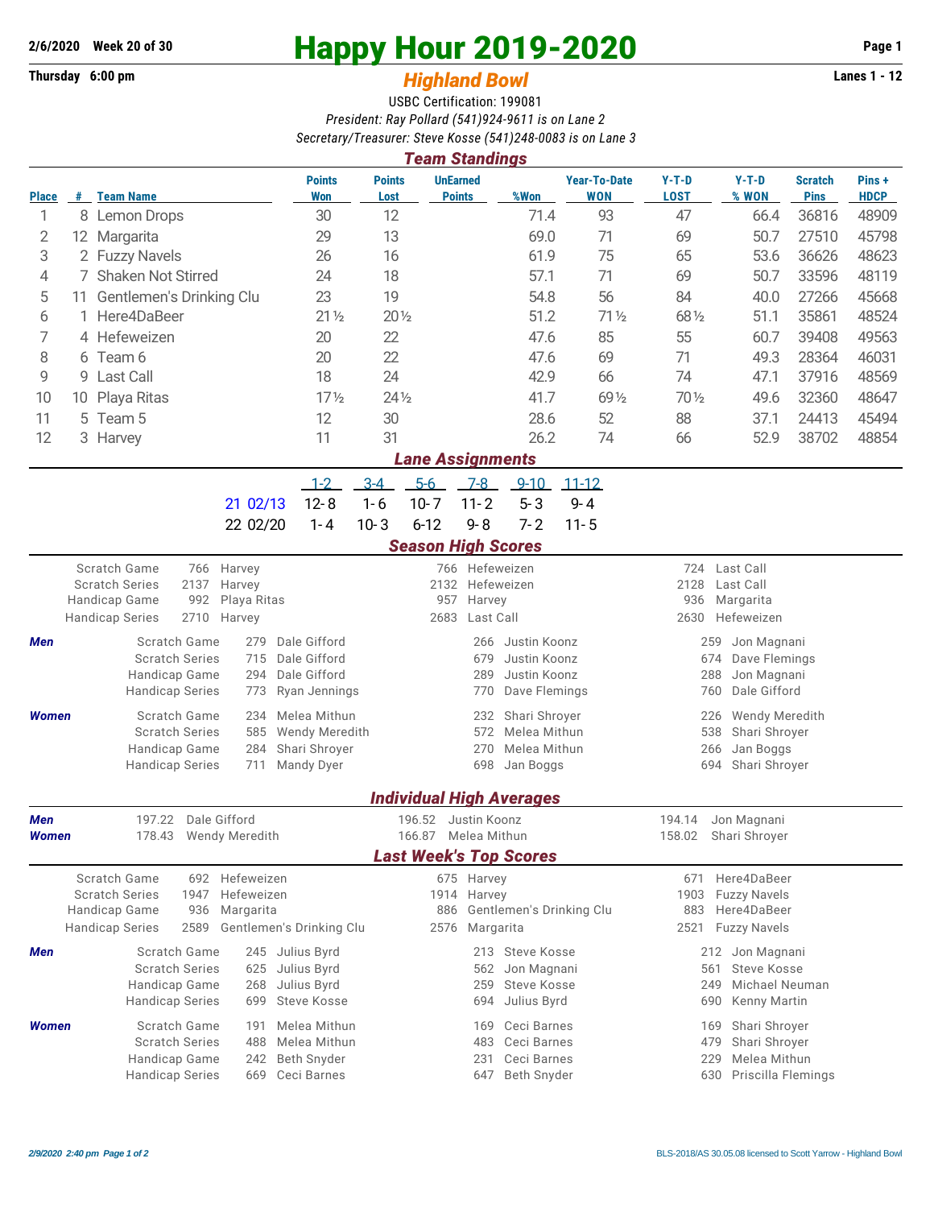2/6/2020 Week 20 of 30

Thursday 6:00 pm

# Happy Hour 2019-2020

## *Highland Bowl*

Lanes 1 - 12

USBC Certification: 199081

*President: Ray Pollard (541)924-9611 is on Lane 2*

*Secretary/Treasurer: Steve Kosse (541)248-0083 is on Lane 3*

### *Team Standings*

| Place | # | Team Name | Points Won | Points Lost | UnEarned Points | %Won | Year-To-Date WON | Y-T-D LOST | Y-T-D % WON | Scratch Pins | Pins + HDCP |
|---|---|---|---|---|---|---|---|---|---|---|---|
| 1 | 8 | Lemon Drops | 30 | 12 | | 71.4 | 93 | 47 | 66.4 | 36816 | 48909 |
| 2 | 12 | Margarita | 29 | 13 | | 69.0 | 71 | 69 | 50.7 | 27510 | 45798 |
| 3 | 2 | Fuzzy Navels | 26 | 16 | | 61.9 | 75 | 65 | 53.6 | 36626 | 48623 |
| 4 | 7 | Shaken Not Stirred | 24 | 18 | | 57.1 | 71 | 69 | 50.7 | 33596 | 48119 |
| 5 | 11 | Gentlemen's Drinking Clu | 23 | 19 | | 54.8 | 56 | 84 | 40.0 | 27266 | 45668 |
| 6 | 1 | Here4DaBeer | 21½ | 20½ | | 51.2 | 71½ | 68½ | 51.1 | 35861 | 48524 |
| 7 | 4 | Hefeweizen | 20 | 22 | | 47.6 | 85 | 55 | 60.7 | 39408 | 49563 |
| 8 | 6 | Team 6 | 20 | 22 | | 47.6 | 69 | 71 | 49.3 | 28364 | 46031 |
| 9 | 9 | Last Call | 18 | 24 | | 42.9 | 66 | 74 | 47.1 | 37916 | 48569 |
| 10 | 10 | Playa Ritas | 17½ | 24½ | | 41.7 | 69½ | 70½ | 49.6 | 32360 | 48647 |
| 11 | 5 | Team 5 | 12 | 30 | | 28.6 | 52 | 88 | 37.1 | 24413 | 45494 |
| 12 | 3 | Harvey | 11 | 31 | | 26.2 | 74 | 66 | 52.9 | 38702 | 48854 |

### *Lane Assignments*

| | 1-2 | 3-4 | 5-6 | 7-8 | 9-10 | 11-12 |
|---|---|---|---|---|---|---|
| 21 02/13 | 12- 8 | 1- 6 | 10- 7 | 11- 2 | 5- 3 | 9- 4 |
| 22 02/20 | 1- 4 | 10- 3 | 6-12 | 9- 8 | 7- 2 | 11- 5 |

### *Season High Scores*

| | | | | | | |
|---|---|---|---|---|---|---|
| Scratch Game | 766 | Harvey | 766 | Hefeweizen | 724 | Last Call |
| Scratch Series | 2137 | Harvey | 2132 | Hefeweizen | 2128 | Last Call |
| Handicap Game | 992 | Playa Ritas | 957 | Harvey | 936 | Margarita |
| Handicap Series | 2710 | Harvey | 2683 | Last Call | 2630 | Hefeweizen |

**Men**

| | | | | | | |
|---|---|---|---|---|---|---|
| Scratch Game | 279 | Dale Gifford | 266 | Justin Koonz | 259 | Jon Magnani |
| Scratch Series | 715 | Dale Gifford | 679 | Justin Koonz | 674 | Dave Flemings |
| Handicap Game | 294 | Dale Gifford | 289 | Justin Koonz | 288 | Jon Magnani |
| Handicap Series | 773 | Ryan Jennings | 770 | Dave Flemings | 760 | Dale Gifford |

**Women**

| | | | | | | |
|---|---|---|---|---|---|---|
| Scratch Game | 234 | Melea Mithun | 232 | Shari Shroyer | 226 | Wendy Meredith |
| Scratch Series | 585 | Wendy Meredith | 572 | Melea Mithun | 538 | Shari Shroyer |
| Handicap Game | 284 | Shari Shroyer | 270 | Melea Mithun | 266 | Jan Boggs |
| Handicap Series | 711 | Mandy Dyer | 698 | Jan Boggs | 694 | Shari Shroyer |

### *Individual High Averages*

| | | | | | | |
|---|---|---|---|---|---|---|
| Men | 197.22 | Dale Gifford | 196.52 | Justin Koonz | 194.14 | Jon Magnani |
| Women | 178.43 | Wendy Meredith | 166.87 | Melea Mithun | 158.02 | Shari Shroyer |

### *Last Week's Top Scores*

| | | | | | | |
|---|---|---|---|---|---|---|
| Scratch Game | 692 | Hefeweizen | 675 | Harvey | 671 | Here4DaBeer |
| Scratch Series | 1947 | Hefeweizen | 1914 | Harvey | 1903 | Fuzzy Navels |
| Handicap Game | 936 | Margarita | 886 | Gentlemen's Drinking Clu | 883 | Here4DaBeer |
| Handicap Series | 2589 | Gentlemen's Drinking Clu | 2576 | Margarita | 2521 | Fuzzy Navels |

**Men**

| | | | | | | |
|---|---|---|---|---|---|---|
| Scratch Game | 245 | Julius Byrd | 213 | Steve Kosse | 212 | Jon Magnani |
| Scratch Series | 625 | Julius Byrd | 562 | Jon Magnani | 561 | Steve Kosse |
| Handicap Game | 268 | Julius Byrd | 259 | Steve Kosse | 249 | Michael Neuman |
| Handicap Series | 699 | Steve Kosse | 694 | Julius Byrd | 690 | Kenny Martin |

**Women**

| | | | | | | |
|---|---|---|---|---|---|---|
| Scratch Game | 191 | Melea Mithun | 169 | Ceci Barnes | 169 | Shari Shroyer |
| Scratch Series | 488 | Melea Mithun | 483 | Ceci Barnes | 479 | Shari Shroyer |
| Handicap Game | 242 | Beth Snyder | 231 | Ceci Barnes | 229 | Melea Mithun |
| Handicap Series | 669 | Ceci Barnes | 647 | Beth Snyder | 630 | Priscilla Flemings |

*2/9/2020 2:40 pm*

BLS-2018/AS 30.05.08 licensed to Scott Yarrow - Highland Bowl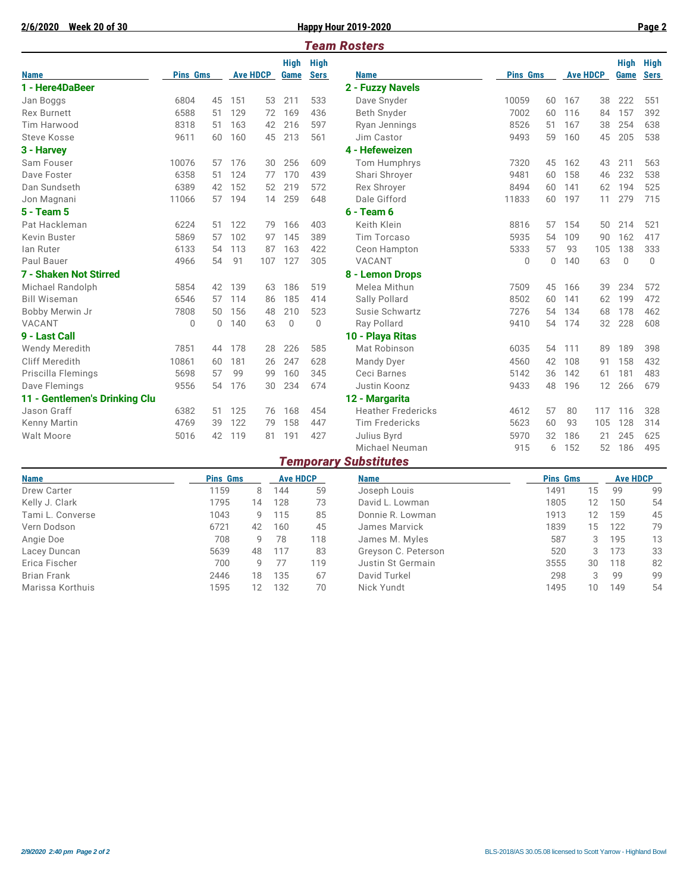## Team Rosters

| Name | Pins | Gms | Ave | HDCP | High Game | High Sers |
|---|---|---|---|---|---|---|
| **1 - Here4DaBeer** | | | | | | |
| Jan Boggs | 6804 | 45 | 151 | 53 | 211 | 533 |
| Rex Burnett | 6588 | 51 | 129 | 72 | 169 | 436 |
| Tim Harwood | 8318 | 51 | 163 | 42 | 216 | 597 |
| Steve Kosse | 9611 | 60 | 160 | 45 | 213 | 561 |
| **2 - Fuzzy Navels** | | | | | | |
| Dave Snyder | 10059 | 60 | 167 | 38 | 222 | 551 |
| Beth Snyder | 7002 | 60 | 116 | 84 | 157 | 392 |
| Ryan Jennings | 8526 | 51 | 167 | 38 | 254 | 638 |
| Jim Castor | 9493 | 59 | 160 | 45 | 205 | 538 |
| **3 - Harvey** | | | | | | |
| Sam Fouser | 10076 | 57 | 176 | 30 | 256 | 609 |
| Dave Foster | 6358 | 51 | 124 | 77 | 170 | 439 |
| Dan Sundseth | 6389 | 42 | 152 | 52 | 219 | 572 |
| Jon Magnani | 11066 | 57 | 194 | 14 | 259 | 648 |
| **4 - Hefeweizen** | | | | | | |
| Tom Humphrys | 7320 | 45 | 162 | 43 | 211 | 563 |
| Shari Shroyer | 9481 | 60 | 158 | 46 | 232 | 538 |
| Rex Shroyer | 8494 | 60 | 141 | 62 | 194 | 525 |
| Dale Gifford | 11833 | 60 | 197 | 11 | 279 | 715 |
| **5 - Team 5** | | | | | | |
| Pat Hackleman | 6224 | 51 | 122 | 79 | 166 | 403 |
| Kevin Buster | 5869 | 57 | 102 | 97 | 145 | 389 |
| Ian Ruter | 6133 | 54 | 113 | 87 | 163 | 422 |
| Paul Bauer | 4966 | 54 | 91 | 107 | 127 | 305 |
| **6 - Team 6** | | | | | | |
| Keith Klein | 8816 | 57 | 154 | 50 | 214 | 521 |
| Tim Torcaso | 5935 | 54 | 109 | 90 | 162 | 417 |
| Ceon Hampton | 5333 | 57 | 93 | 105 | 138 | 333 |
| VACANT | 0 | 0 | 140 | 63 | 0 | 0 |
| **7 - Shaken Not Stirred** | | | | | | |
| Michael Randolph | 5854 | 42 | 139 | 63 | 186 | 519 |
| Bill Wiseman | 6546 | 57 | 114 | 86 | 185 | 414 |
| Bobby Merwin Jr | 7808 | 50 | 156 | 48 | 210 | 523 |
| VACANT | 0 | 0 | 140 | 63 | 0 | 0 |
| **8 - Lemon Drops** | | | | | | |
| Melea Mithun | 7509 | 45 | 166 | 39 | 234 | 572 |
| Sally Pollard | 8502 | 60 | 141 | 62 | 199 | 472 |
| Susie Schwartz | 7276 | 54 | 134 | 68 | 178 | 462 |
| Ray Pollard | 9410 | 54 | 174 | 32 | 228 | 608 |
| **9 - Last Call** | | | | | | |
| Wendy Meredith | 7851 | 44 | 178 | 28 | 226 | 585 |
| Cliff Meredith | 10861 | 60 | 181 | 26 | 247 | 628 |
| Priscilla Flemings | 5698 | 57 | 99 | 99 | 160 | 345 |
| Dave Flemings | 9556 | 54 | 176 | 30 | 234 | 674 |
| **10 - Playa Ritas** | | | | | | |
| Mat Robinson | 6035 | 54 | 111 | 89 | 189 | 398 |
| Mandy Dyer | 4560 | 42 | 108 | 91 | 158 | 432 |
| Ceci Barnes | 5142 | 36 | 142 | 61 | 181 | 483 |
| Justin Koonz | 9433 | 48 | 196 | 12 | 266 | 679 |
| **11 - Gentlemen's Drinking Clu** | | | | | | |
| Jason Graff | 6382 | 51 | 125 | 76 | 168 | 454 |
| Kenny Martin | 4769 | 39 | 122 | 79 | 158 | 447 |
| Walt Moore | 5016 | 42 | 119 | 81 | 191 | 427 |
| **12 - Margarita** | | | | | | |
| Heather Fredericks | 4612 | 57 | 80 | 117 | 116 | 328 |
| Tim Fredericks | 5623 | 60 | 93 | 105 | 128 | 314 |
| Julius Byrd | 5970 | 32 | 186 | 21 | 245 | 625 |
| Michael Neuman | 915 | 6 | 152 | 52 | 186 | 495 |

## Temporary Substitutes

| Name | Pins | Gms | Ave | HDCP |
|---|---|---|---|---|
| Drew Carter | 1159 | 8 | 144 | 59 |
| Kelly J. Clark | 1795 | 14 | 128 | 73 |
| Tami L. Converse | 1043 | 9 | 115 | 85 |
| Vern Dodson | 6721 | 42 | 160 | 45 |
| Angie Doe | 708 | 9 | 78 | 118 |
| Lacey Duncan | 5639 | 48 | 117 | 83 |
| Erica Fischer | 700 | 9 | 77 | 119 |
| Brian Frank | 2446 | 18 | 135 | 67 |
| Marissa Korthuis | 1595 | 12 | 132 | 70 |
| Joseph Louis | 1491 | 15 | 99 | 99 |
| David L. Lowman | 1805 | 12 | 150 | 54 |
| Donnie R. Lowman | 1913 | 12 | 159 | 45 |
| James Marvick | 1839 | 15 | 122 | 79 |
| James M. Myles | 587 | 3 | 195 | 13 |
| Greyson C. Peterson | 520 | 3 | 173 | 33 |
| Justin St Germain | 3555 | 30 | 118 | 82 |
| David Turkel | 298 | 3 | 99 | 99 |
| Nick Yundt | 1495 | 10 | 149 | 54 |